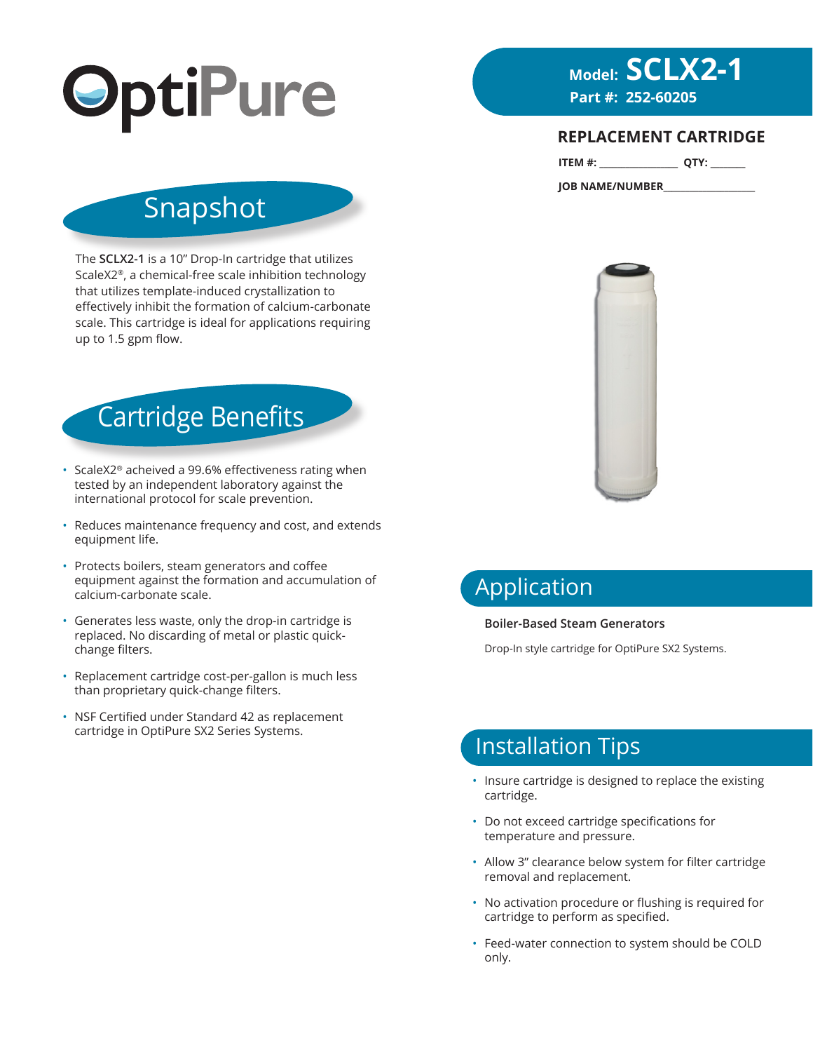# OptiPure

**Model: SCLX2-1**
**Part #: 252-60205**

**REPLACEMENT CARTRIDGE**

**ITEM #:** _______________ **QTY:** _______

**JOB NAME/NUMBER**__________________

## Snapshot

The **SCLX2-1** is a 10" Drop-In cartridge that utilizes ScaleX2®, a chemical-free scale inhibition technology that utilizes template-induced crystallization to effectively inhibit the formation of calcium-carbonate scale. This cartridge is ideal for applications requiring up to 1.5 gpm flow.

## Cartridge Benefits

- ScaleX2® acheived a 99.6% effectiveness rating when tested by an independent laboratory against the international protocol for scale prevention.
- Reduces maintenance frequency and cost, and extends equipment life.
- Protects boilers, steam generators and coffee equipment against the formation and accumulation of calcium-carbonate scale.
- Generates less waste, only the drop-in cartridge is replaced. No discarding of metal or plastic quick-change filters.
- Replacement cartridge cost-per-gallon is much less than proprietary quick-change filters.
- NSF Certified under Standard 42 as replacement cartridge in OptiPure SX2 Series Systems.

## Application

**Boiler-Based Steam Generators**

Drop-In style cartridge for OptiPure SX2 Systems.

## Installation Tips

- Insure cartridge is designed to replace the existing cartridge.
- Do not exceed cartridge specifications for temperature and pressure.
- Allow 3" clearance below system for filter cartridge removal and replacement.
- No activation procedure or flushing is required for cartridge to perform as specified.
- Feed-water connection to system should be COLD only.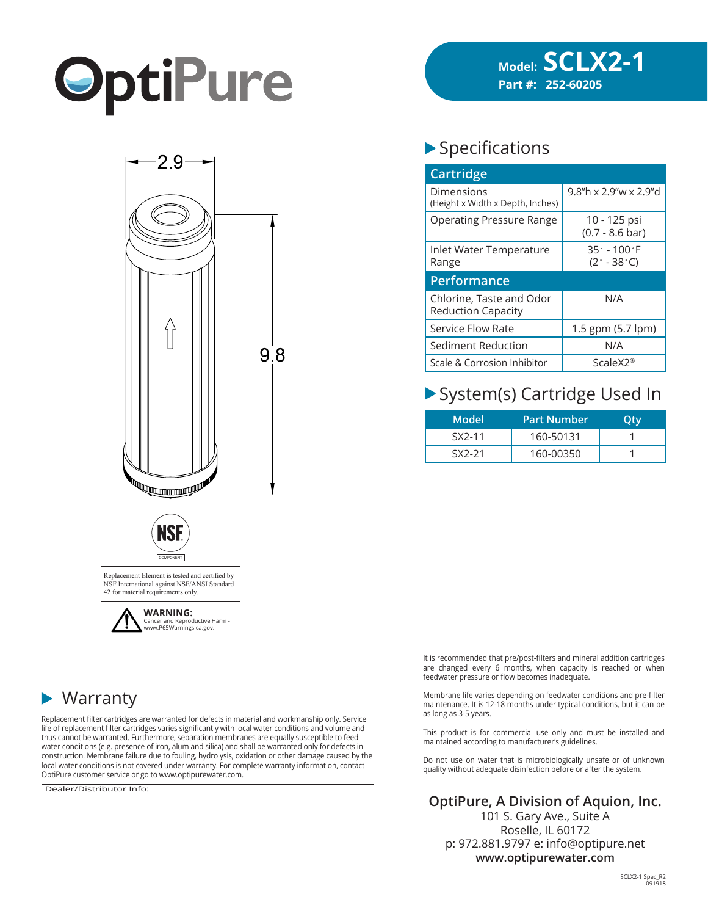# OptiPure

**Model: SCLX2-1**
**Part #: 252-60205**

2.9

9.8

NSF COMPONENT

Replacement Element is tested and certified by NSF International against NSF/ANSI Standard 42 for material requirements only.

**WARNING:** Cancer and Reproductive Harm - www.P65Warnings.ca.gov.

## Specifications

| Cartridge | |
|---|---|
| Dimensions (Height x Width x Depth, Inches) | 9.8"h x 2.9"w x 2.9"d |
| Operating Pressure Range | 10 - 125 psi (0.7 - 8.6 bar) |
| Inlet Water Temperature Range | 35° - 100°F (2° - 38°C) |
| **Performance** | |
| Chlorine, Taste and Odor Reduction Capacity | N/A |
| Service Flow Rate | 1.5 gpm (5.7 lpm) |
| Sediment Reduction | N/A |
| Scale & Corrosion Inhibitor | ScaleX2® |

## System(s) Cartridge Used In

| Model | Part Number | Qty |
|---|---|---|
| SX2-11 | 160-50131 | 1 |
| SX2-21 | 160-00350 | 1 |

It is recommended that pre/post-filters and mineral addition cartridges are changed every 6 months, when capacity is reached or when feedwater pressure or flow becomes inadequate.

Membrane life varies depending on feedwater conditions and pre-filter maintenance. It is 12-18 months under typical conditions, but it can be as long as 3-5 years.

This product is for commercial use only and must be installed and maintained according to manufacturer's guidelines.

Do not use on water that is microbiologically unsafe or of unknown quality without adequate disinfection before or after the system.

## Warranty

Replacement filter cartridges are warranted for defects in material and workmanship only. Service life of replacement filter cartridges varies significantly with local water conditions and volume and thus cannot be warranted. Furthermore, separation membranes are equally susceptible to feed water conditions (e.g. presence of iron, alum and silica) and shall be warranted only for defects in construction. Membrane failure due to fouling, hydrolysis, oxidation or other damage caused by the local water conditions is not covered under warranty. For complete warranty information, contact OptiPure customer service or go to www.optipurewater.com.

Dealer/Distributor Info:

**OptiPure, A Division of Aquion, Inc.**
101 S. Gary Ave., Suite A
Roselle, IL 60172
p: 972.881.9797 e: info@optipure.net
**www.optipurewater.com**

SCLX2-1 Spec_R2
091918